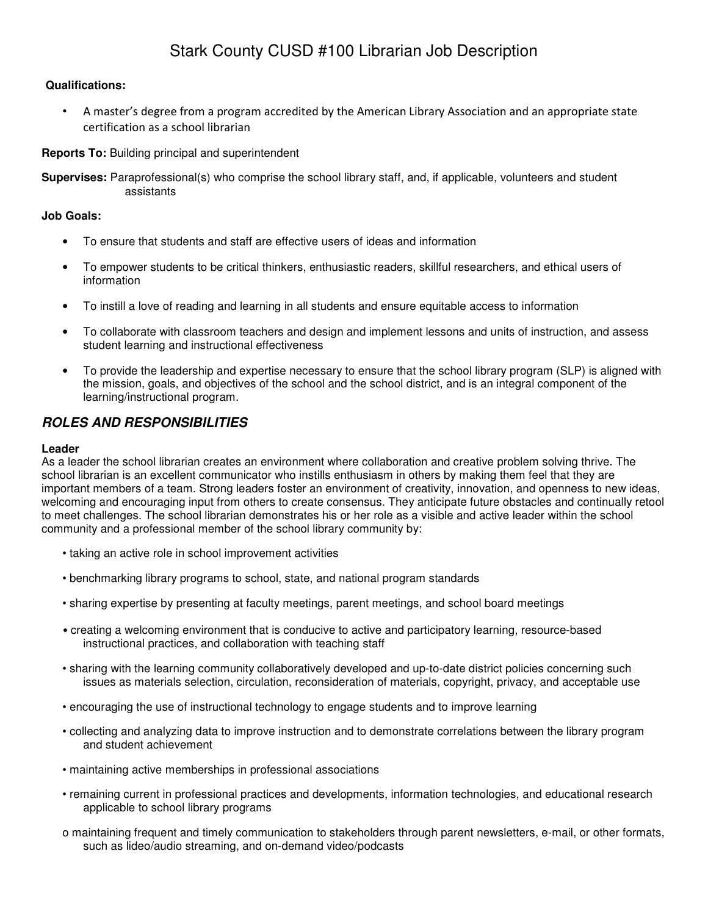# Stark County CUSD #100 Librarian Job Description

**Qualifications:**

- A master's degree from a program accredited by the American Library Association and an appropriate state certification as a school librarian

**Reports To:** Building principal and superintendent

**Supervises:** Paraprofessional(s) who comprise the school library staff, and, if applicable, volunteers and student assistants

**Job Goals:**

- To ensure that students and staff are effective users of ideas and information
- To empower students to be critical thinkers, enthusiastic readers, skillful researchers, and ethical users of information
- To instill a love of reading and learning in all students and ensure equitable access to information
- To collaborate with classroom teachers and design and implement lessons and units of instruction, and assess student learning and instructional effectiveness
- To provide the leadership and expertise necessary to ensure that the school library program (SLP) is aligned with the mission, goals, and objectives of the school and the school district, and is an integral component of the learning/instructional program.

## *ROLES AND RESPONSIBILITIES*

**Leader**

As a leader the school librarian creates an environment where collaboration and creative problem solving thrive. The school librarian is an excellent communicator who instills enthusiasm in others by making them feel that they are important members of a team. Strong leaders foster an environment of creativity, innovation, and openness to new ideas, welcoming and encouraging input from others to create consensus. They anticipate future obstacles and continually retool to meet challenges. The school librarian demonstrates his or her role as a visible and active leader within the school community and a professional member of the school library community by:

- taking an active role in school improvement activities
- benchmarking library programs to school, state, and national program standards
- sharing expertise by presenting at faculty meetings, parent meetings, and school board meetings
- creating a welcoming environment that is conducive to active and participatory learning, resource-based instructional practices, and collaboration with teaching staff
- sharing with the learning community collaboratively developed and up-to-date district policies concerning such issues as materials selection, circulation, reconsideration of materials, copyright, privacy, and acceptable use
- encouraging the use of instructional technology to engage students and to improve learning
- collecting and analyzing data to improve instruction and to demonstrate correlations between the library program and student achievement
- maintaining active memberships in professional associations
- remaining current in professional practices and developments, information technologies, and educational research applicable to school library programs

o maintaining frequent and timely communication to stakeholders through parent newsletters, e-mail, or other formats, such as lideo/audio streaming, and on-demand video/podcasts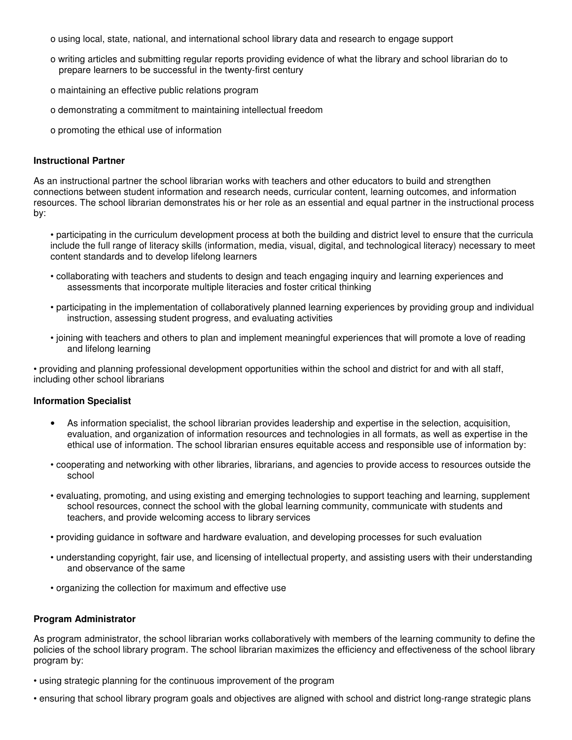- using local, state, national, and international school library data and research to engage support
- writing articles and submitting regular reports providing evidence of what the library and school librarian do to prepare learners to be successful in the twenty-first century
- maintaining an effective public relations program
- demonstrating a commitment to maintaining intellectual freedom
- promoting the ethical use of information

**Instructional Partner**

As an instructional partner the school librarian works with teachers and other educators to build and strengthen connections between student information and research needs, curricular content, learning outcomes, and information resources. The school librarian demonstrates his or her role as an essential and equal partner in the instructional process by:

- participating in the curriculum development process at both the building and district level to ensure that the curricula include the full range of literacy skills (information, media, visual, digital, and technological literacy) necessary to meet content standards and to develop lifelong learners
- collaborating with teachers and students to design and teach engaging inquiry and learning experiences and assessments that incorporate multiple literacies and foster critical thinking
- participating in the implementation of collaboratively planned learning experiences by providing group and individual instruction, assessing student progress, and evaluating activities
- joining with teachers and others to plan and implement meaningful experiences that will promote a love of reading and lifelong learning
- providing and planning professional development opportunities within the school and district for and with all staff, including other school librarians

**Information Specialist**

As information specialist, the school librarian provides leadership and expertise in the selection, acquisition, evaluation, and organization of information resources and technologies in all formats, as well as expertise in the ethical use of information. The school librarian ensures equitable access and responsible use of information by:

- cooperating and networking with other libraries, librarians, and agencies to provide access to resources outside the school
- evaluating, promoting, and using existing and emerging technologies to support teaching and learning, supplement school resources, connect the school with the global learning community, communicate with students and teachers, and provide welcoming access to library services
- providing guidance in software and hardware evaluation, and developing processes for such evaluation
- understanding copyright, fair use, and licensing of intellectual property, and assisting users with their understanding and observance of the same
- organizing the collection for maximum and effective use

**Program Administrator**

As program administrator, the school librarian works collaboratively with members of the learning community to define the policies of the school library program. The school librarian maximizes the efficiency and effectiveness of the school library program by:

- using strategic planning for the continuous improvement of the program
- ensuring that school library program goals and objectives are aligned with school and district long-range strategic plans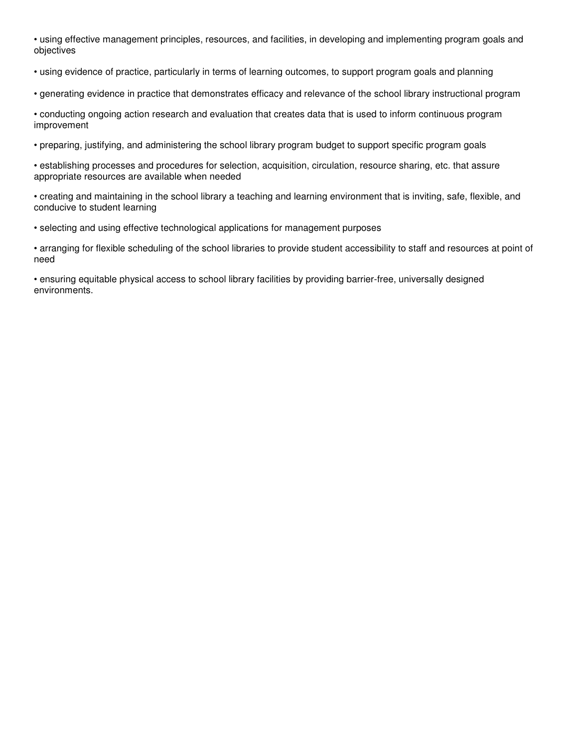- using effective management principles, resources, and facilities, in developing and implementing program goals and objectives
- using evidence of practice, particularly in terms of learning outcomes, to support program goals and planning
- generating evidence in practice that demonstrates efficacy and relevance of the school library instructional program
- conducting ongoing action research and evaluation that creates data that is used to inform continuous program improvement
- preparing, justifying, and administering the school library program budget to support specific program goals
- establishing processes and procedures for selection, acquisition, circulation, resource sharing, etc. that assure appropriate resources are available when needed
- creating and maintaining in the school library a teaching and learning environment that is inviting, safe, flexible, and conducive to student learning
- selecting and using effective technological applications for management purposes
- arranging for flexible scheduling of the school libraries to provide student accessibility to staff and resources at point of need
- ensuring equitable physical access to school library facilities by providing barrier-free, universally designed environments.